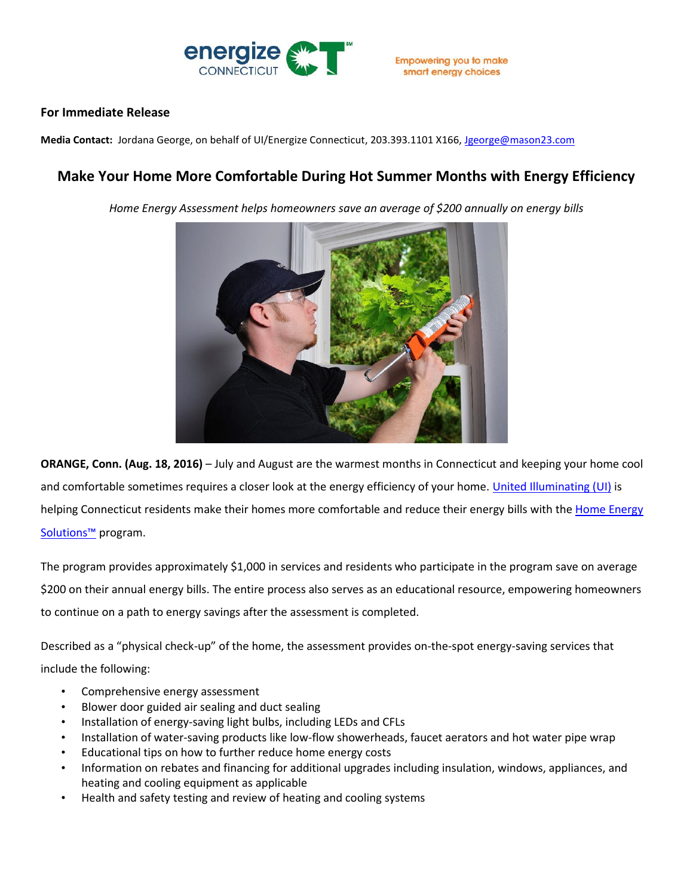energize CONNECTICUT

Empowering you to make smart energy choices

**For Immediate Release**

**Media Contact:** Jordana George, on behalf of UI/Energize Connecticut, 203.393.1101 X166, Jgeorge@mason23.com

## Make Your Home More Comfortable During Hot Summer Months with Energy Efficiency

*Home Energy Assessment helps homeowners save an average of $200 annually on energy bills*

**ORANGE, Conn. (Aug. 18, 2016)** – July and August are the warmest months in Connecticut and keeping your home cool and comfortable sometimes requires a closer look at the energy efficiency of your home. United Illuminating (UI) is helping Connecticut residents make their homes more comfortable and reduce their energy bills with the Home Energy Solutions™ program.

The program provides approximately $1,000 in services and residents who participate in the program save on average $200 on their annual energy bills. The entire process also serves as an educational resource, empowering homeowners to continue on a path to energy savings after the assessment is completed.

Described as a "physical check-up" of the home, the assessment provides on-the-spot energy-saving services that include the following:

- Comprehensive energy assessment
- Blower door guided air sealing and duct sealing
- Installation of energy-saving light bulbs, including LEDs and CFLs
- Installation of water-saving products like low-flow showerheads, faucet aerators and hot water pipe wrap
- Educational tips on how to further reduce home energy costs
- Information on rebates and financing for additional upgrades including insulation, windows, appliances, and heating and cooling equipment as applicable
- Health and safety testing and review of heating and cooling systems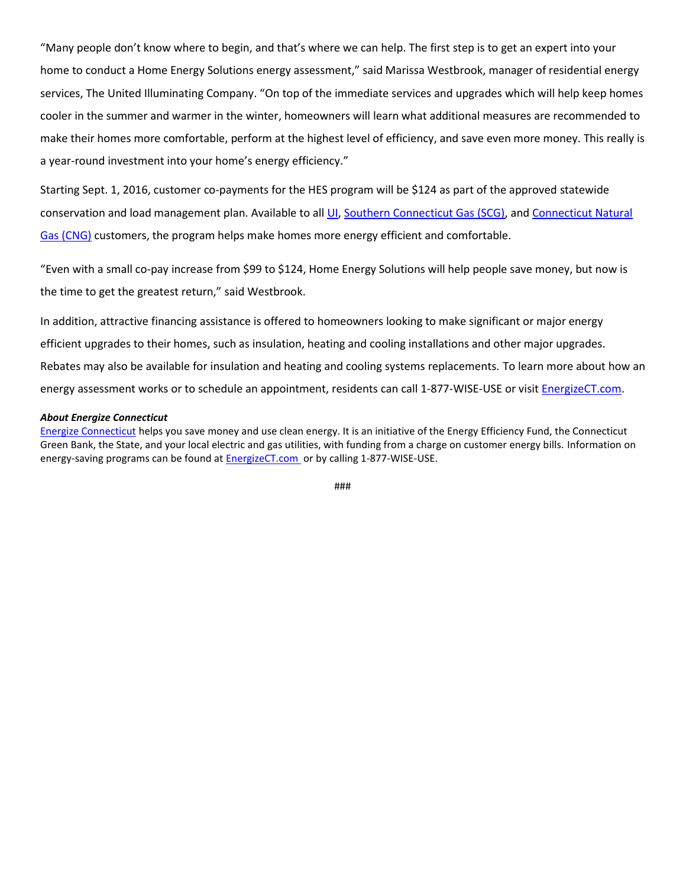"Many people don't know where to begin, and that's where we can help. The first step is to get an expert into your home to conduct a Home Energy Solutions energy assessment," said Marissa Westbrook, manager of residential energy services, The United Illuminating Company. "On top of the immediate services and upgrades which will help keep homes cooler in the summer and warmer in the winter, homeowners will learn what additional measures are recommended to make their homes more comfortable, perform at the highest level of efficiency, and save even more money. This really is a year-round investment into your home's energy efficiency."

Starting Sept. 1, 2016, customer co-payments for the HES program will be $124 as part of the approved statewide conservation and load management plan. Available to all UI, Southern Connecticut Gas (SCG), and Connecticut Natural Gas (CNG) customers, the program helps make homes more energy efficient and comfortable.

"Even with a small co-pay increase from $99 to $124, Home Energy Solutions will help people save money, but now is the time to get the greatest return," said Westbrook.

In addition, attractive financing assistance is offered to homeowners looking to make significant or major energy efficient upgrades to their homes, such as insulation, heating and cooling installations and other major upgrades. Rebates may also be available for insulation and heating and cooling systems replacements. To learn more about how an energy assessment works or to schedule an appointment, residents can call 1-877-WISE-USE or visit EnergizeCT.com.

***About Energize Connecticut***

Energize Connecticut helps you save money and use clean energy. It is an initiative of the Energy Efficiency Fund, the Connecticut Green Bank, the State, and your local electric and gas utilities, with funding from a charge on customer energy bills. Information on energy-saving programs can be found at EnergizeCT.com or by calling 1-877-WISE-USE.

###